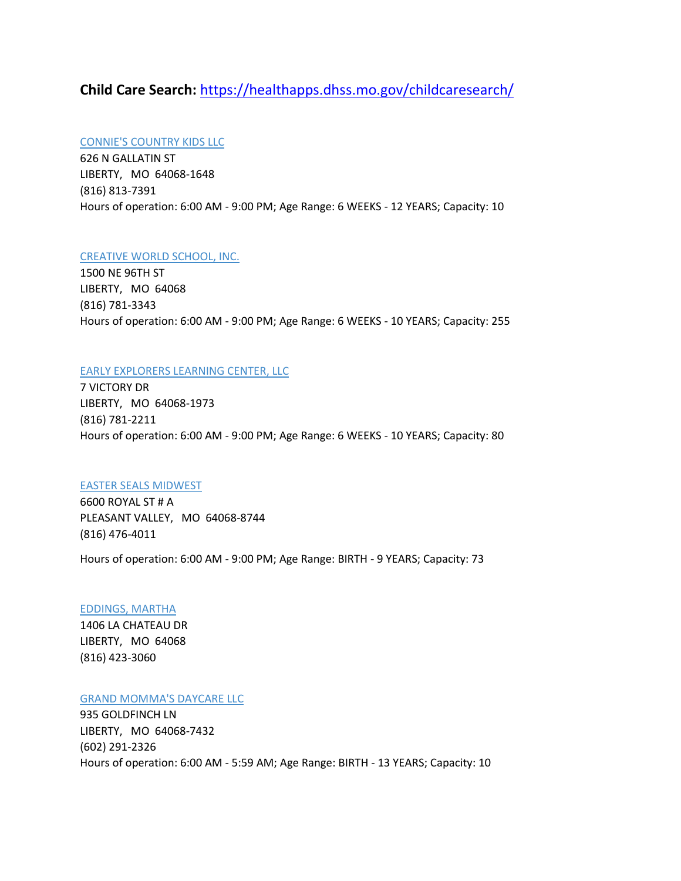**Child Care Search:** [https://healthapps.dhss.mo.gov/childcaresearch/](https://healthapps.dhss.mo.gov/childcaresearch/)

CONNIE'S COUNTRY KIDS LLC
626 N GALLATIN ST
LIBERTY, MO 64068-1648
(816) 813-7391
Hours of operation: 6:00 AM - 9:00 PM; Age Range: 6 WEEKS - 12 YEARS; Capacity: 10

CREATIVE WORLD SCHOOL, INC.
1500 NE 96TH ST
LIBERTY, MO 64068
(816) 781-3343
Hours of operation: 6:00 AM - 9:00 PM; Age Range: 6 WEEKS - 10 YEARS; Capacity: 255

EARLY EXPLORERS LEARNING CENTER, LLC
7 VICTORY DR
LIBERTY, MO 64068-1973
(816) 781-2211
Hours of operation: 6:00 AM - 9:00 PM; Age Range: 6 WEEKS - 10 YEARS; Capacity: 80

EASTER SEALS MIDWEST
6600 ROYAL ST # A
PLEASANT VALLEY, MO 64068-8744
(816) 476-4011

Hours of operation: 6:00 AM - 9:00 PM; Age Range: BIRTH - 9 YEARS; Capacity: 73

EDDINGS, MARTHA
1406 LA CHATEAU DR
LIBERTY, MO 64068
(816) 423-3060

GRAND MOMMA'S DAYCARE LLC
935 GOLDFINCH LN
LIBERTY, MO 64068-7432
(602) 291-2326
Hours of operation: 6:00 AM - 5:59 AM; Age Range: BIRTH - 13 YEARS; Capacity: 10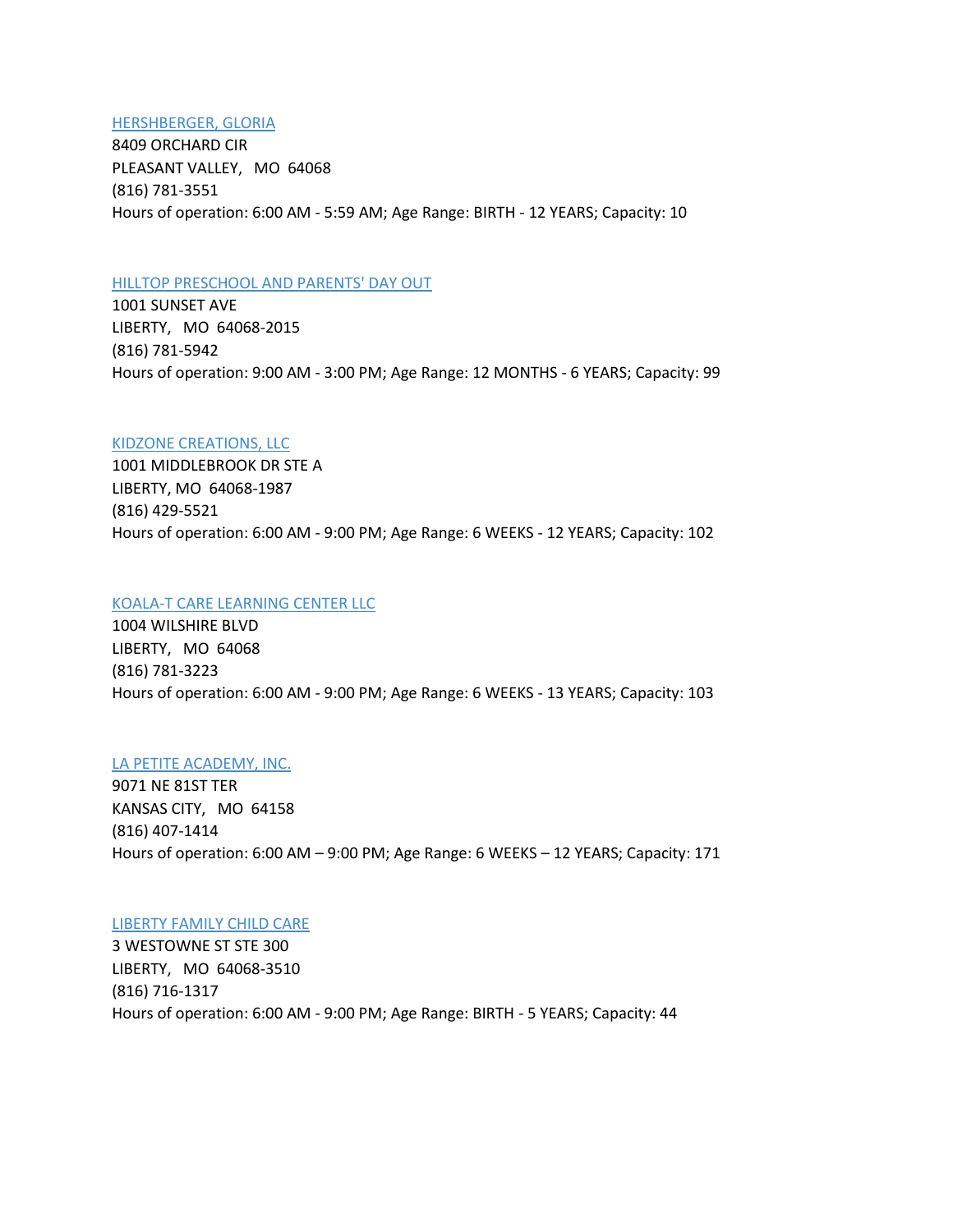[HERSHBERGER, GLORIA]

8409 ORCHARD CIR  
PLEASANT VALLEY,   MO  64068  
(816) 781-3551  
Hours of operation: 6:00 AM - 5:59 AM; Age Range: BIRTH - 12 YEARS; Capacity: 10

[HILLTOP PRESCHOOL AND PARENTS' DAY OUT]

1001 SUNSET AVE  
LIBERTY,   MO  64068-2015  
(816) 781-5942  
Hours of operation: 9:00 AM - 3:00 PM; Age Range: 12 MONTHS - 6 YEARS; Capacity: 99

[KIDZONE CREATIONS, LLC]

1001 MIDDLEBROOK DR STE A  
LIBERTY, MO  64068-1987  
(816) 429-5521  
Hours of operation: 6:00 AM - 9:00 PM; Age Range: 6 WEEKS - 12 YEARS; Capacity: 102

[KOALA-T CARE LEARNING CENTER LLC]

1004 WILSHIRE BLVD  
LIBERTY,   MO  64068  
(816) 781-3223  
Hours of operation: 6:00 AM - 9:00 PM; Age Range: 6 WEEKS - 13 YEARS; Capacity: 103

[LA PETITE ACADEMY, INC.]

9071 NE 81ST TER  
KANSAS CITY,   MO  64158  
(816) 407-1414  
Hours of operation: 6:00 AM – 9:00 PM; Age Range: 6 WEEKS – 12 YEARS; Capacity: 171

[LIBERTY FAMILY CHILD CARE]

3 WESTOWNE ST STE 300  
LIBERTY,   MO  64068-3510  
(816) 716-1317  
Hours of operation: 6:00 AM - 9:00 PM; Age Range: BIRTH - 5 YEARS; Capacity: 44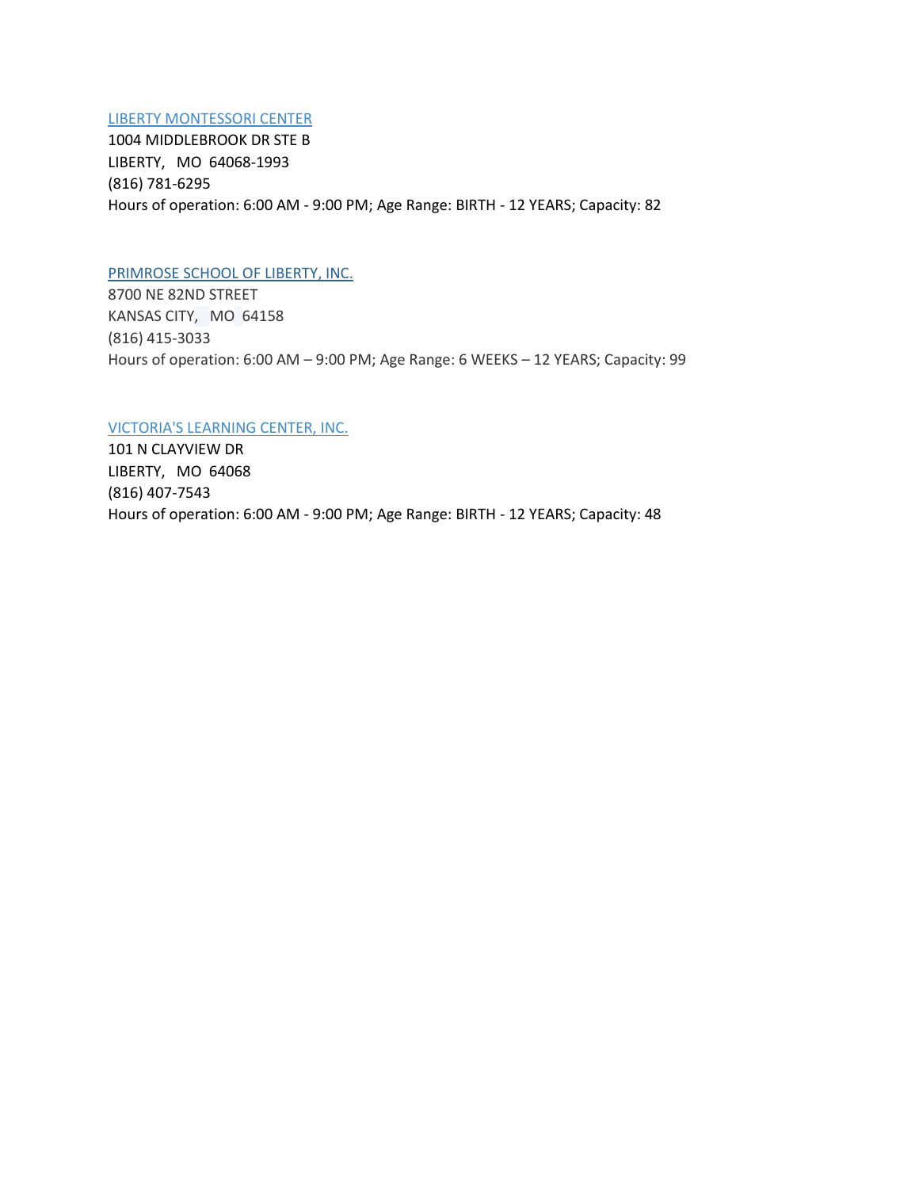LIBERTY MONTESSORI CENTER
1004 MIDDLEBROOK DR STE B
LIBERTY, MO 64068-1993
(816) 781-6295
Hours of operation: 6:00 AM - 9:00 PM; Age Range: BIRTH - 12 YEARS; Capacity: 82

PRIMROSE SCHOOL OF LIBERTY, INC.
8700 NE 82ND STREET
KANSAS CITY, MO 64158
(816) 415-3033
Hours of operation: 6:00 AM – 9:00 PM; Age Range: 6 WEEKS – 12 YEARS; Capacity: 99

VICTORIA'S LEARNING CENTER, INC.
101 N CLAYVIEW DR
LIBERTY, MO 64068
(816) 407-7543
Hours of operation: 6:00 AM - 9:00 PM; Age Range: BIRTH - 12 YEARS; Capacity: 48